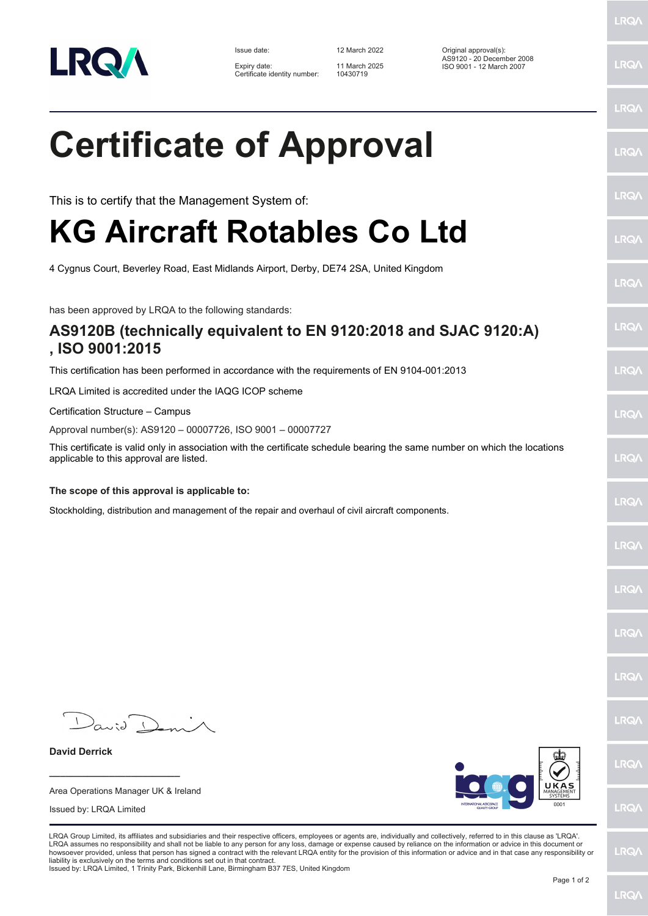| | | |
|---|---|---|
| Issue date: | 12 March 2022 | Original approval(s): |
| Expiry date: | 11 March 2025 | AS9120 - 20 December 2008 |
| Certificate identity number: | 10430719 | ISO 9001 - 12 March 2007 |

# Certificate of Approval

This is to certify that the Management System of:

# KG Aircraft Rotables Co Ltd

4 Cygnus Court, Beverley Road, East Midlands Airport, Derby, DE74 2SA, United Kingdom

has been approved by LRQA to the following standards:

## AS9120B (technically equivalent to EN 9120:2018 and SJAC 9120:A) , ISO 9001:2015

This certification has been performed in accordance with the requirements of EN 9104-001:2013

LRQA Limited is accredited under the IAQG ICOP scheme

Certification Structure – Campus

Approval number(s): AS9120 – 00007726, ISO 9001 – 00007727

This certificate is valid only in association with the certificate schedule bearing the same number on which the locations applicable to this approval are listed.

**The scope of this approval is applicable to:**

Stockholding, distribution and management of the repair and overhaul of civil aircraft components.

**David Derrick**

Area Operations Manager UK & Ireland

Issued by: LRQA Limited

LRQA Group Limited, its affiliates and subsidiaries and their respective officers, employees or agents are, individually and collectively, referred to in this clause as 'LRQA'. LRQA assumes no responsibility and shall not be liable to any person for any loss, damage or expense caused by reliance on the information or advice in this document or howsoever provided, unless that person has signed a contract with the relevant LRQA entity for the provision of this information or advice and in that case any responsibility or liability is exclusively on the terms and conditions set out in that contract.
Issued by: LRQA Limited, 1 Trinity Park, Bickenhill Lane, Birmingham B37 7ES, United Kingdom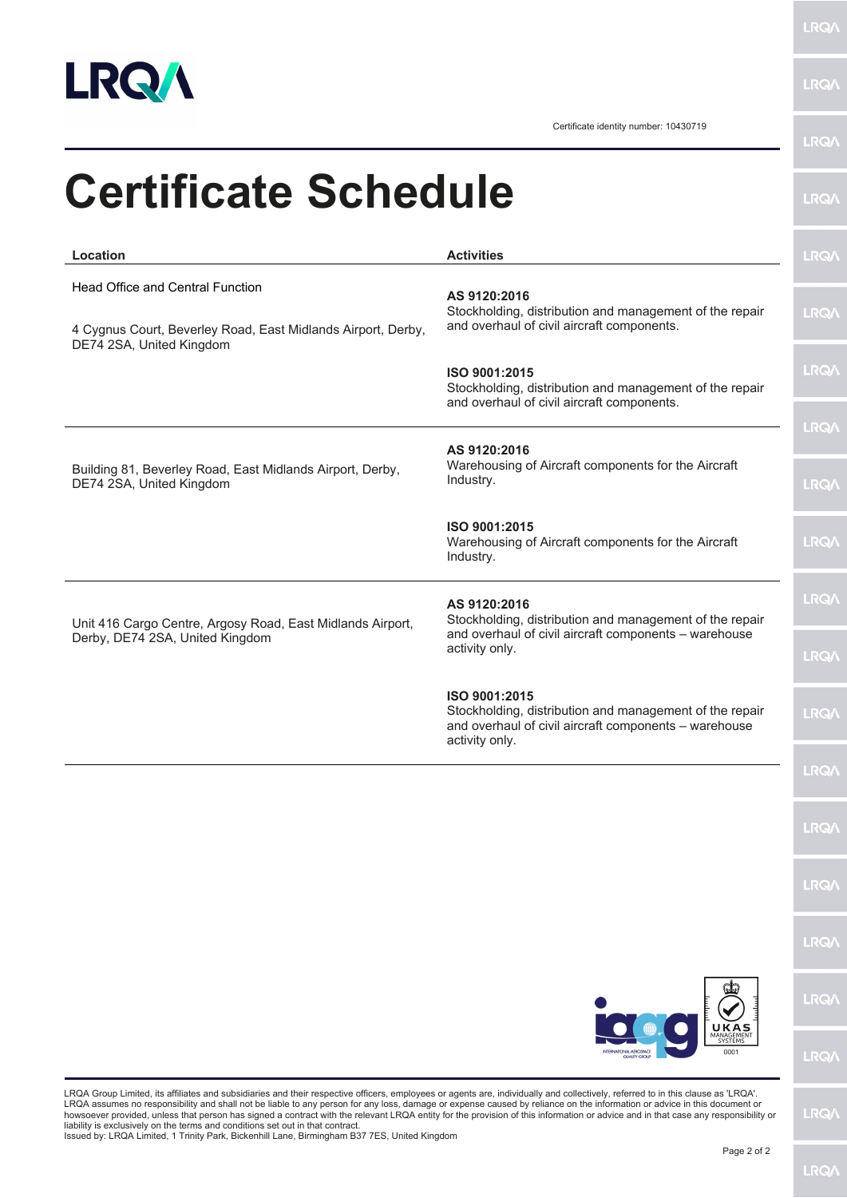Certificate identity number: 10430719

# Certificate Schedule

| Location | Activities |
|---|---|
| Head Office and Central Function<br><br>4 Cygnus Court, Beverley Road, East Midlands Airport, Derby, DE74 2SA, United Kingdom | **AS 9120:2016**<br>Stockholding, distribution and management of the repair and overhaul of civil aircraft components.<br><br>**ISO 9001:2015**<br>Stockholding, distribution and management of the repair and overhaul of civil aircraft components. |
| Building 81, Beverley Road, East Midlands Airport, Derby, DE74 2SA, United Kingdom | **AS 9120:2016**<br>Warehousing of Aircraft components for the Aircraft Industry.<br><br>**ISO 9001:2015**<br>Warehousing of Aircraft components for the Aircraft Industry. |
| Unit 416 Cargo Centre, Argosy Road, East Midlands Airport, Derby, DE74 2SA, United Kingdom | **AS 9120:2016**<br>Stockholding, distribution and management of the repair and overhaul of civil aircraft components – warehouse activity only.<br><br>**ISO 9001:2015**<br>Stockholding, distribution and management of the repair and overhaul of civil aircraft components – warehouse activity only. |

UKAS MANAGEMENT SYSTEMS 0001

LRQA Group Limited, its affiliates and subsidiaries and their respective officers, employees or agents are, individually and collectively, referred to in this clause as 'LRQA'. LRQA assumes no responsibility and shall not be liable to any person for any loss, damage or expense caused by reliance on the information or advice in this document or howsoever provided, unless that person has signed a contract with the relevant LRQA entity for the provision of this information or advice and in that case any responsibility or liability is exclusively on the terms and conditions set out in that contract.
Issued by: LRQA Limited, 1 Trinity Park, Bickenhill Lane, Birmingham B37 7ES, United Kingdom